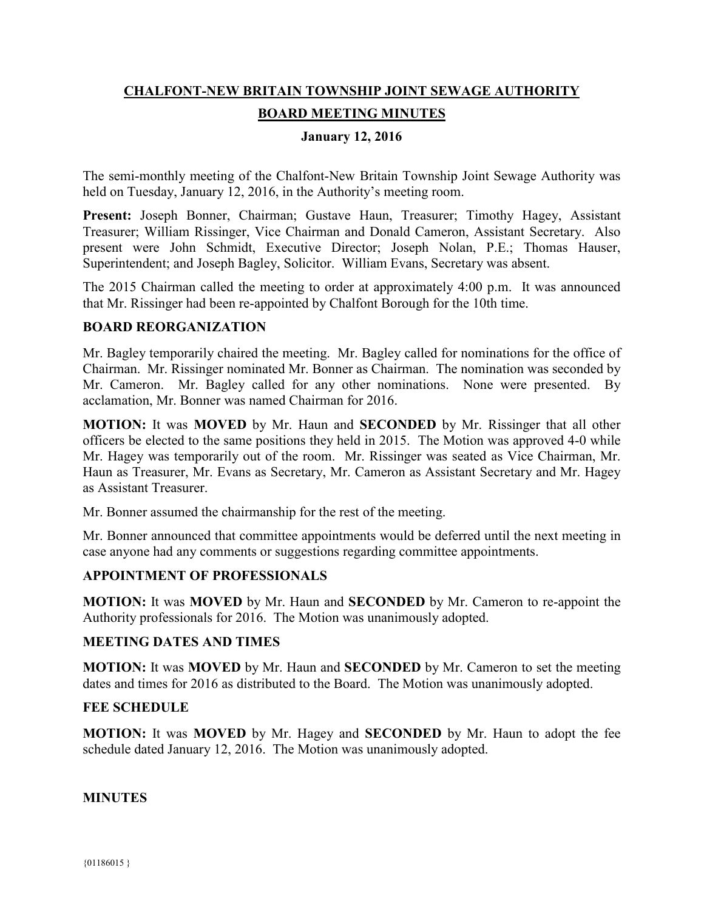# CHALFONT-NEW BRITAIN TOWNSHIP JOINT SEWAGE AUTHORITY

## BOARD MEETING MINUTES

### January 12, 2016

The semi-monthly meeting of the Chalfont-New Britain Township Joint Sewage Authority was held on Tuesday, January 12, 2016, in the Authority's meeting room.

**Present:** Joseph Bonner, Chairman; Gustave Haun, Treasurer; Timothy Hagey, Assistant Treasurer; William Rissinger, Vice Chairman and Donald Cameron, Assistant Secretary. Also present were John Schmidt, Executive Director; Joseph Nolan, P.E.; Thomas Hauser, Superintendent; and Joseph Bagley, Solicitor. William Evans, Secretary was absent.

The 2015 Chairman called the meeting to order at approximately 4:00 p.m. It was announced that Mr. Rissinger had been re-appointed by Chalfont Borough for the 10th time.

**BOARD REORGANIZATION**

Mr. Bagley temporarily chaired the meeting. Mr. Bagley called for nominations for the office of Chairman. Mr. Rissinger nominated Mr. Bonner as Chairman. The nomination was seconded by Mr. Cameron. Mr. Bagley called for any other nominations. None were presented. By acclamation, Mr. Bonner was named Chairman for 2016.

**MOTION:** It was **MOVED** by Mr. Haun and **SECONDED** by Mr. Rissinger that all other officers be elected to the same positions they held in 2015. The Motion was approved 4-0 while Mr. Hagey was temporarily out of the room. Mr. Rissinger was seated as Vice Chairman, Mr. Haun as Treasurer, Mr. Evans as Secretary, Mr. Cameron as Assistant Secretary and Mr. Hagey as Assistant Treasurer.

Mr. Bonner assumed the chairmanship for the rest of the meeting.

Mr. Bonner announced that committee appointments would be deferred until the next meeting in case anyone had any comments or suggestions regarding committee appointments.

**APPOINTMENT OF PROFESSIONALS**

**MOTION:** It was **MOVED** by Mr. Haun and **SECONDED** by Mr. Cameron to re-appoint the Authority professionals for 2016. The Motion was unanimously adopted.

**MEETING DATES AND TIMES**

**MOTION:** It was **MOVED** by Mr. Haun and **SECONDED** by Mr. Cameron to set the meeting dates and times for 2016 as distributed to the Board. The Motion was unanimously adopted.

**FEE SCHEDULE**

**MOTION:** It was **MOVED** by Mr. Hagey and **SECONDED** by Mr. Haun to adopt the fee schedule dated January 12, 2016. The Motion was unanimously adopted.

**MINUTES**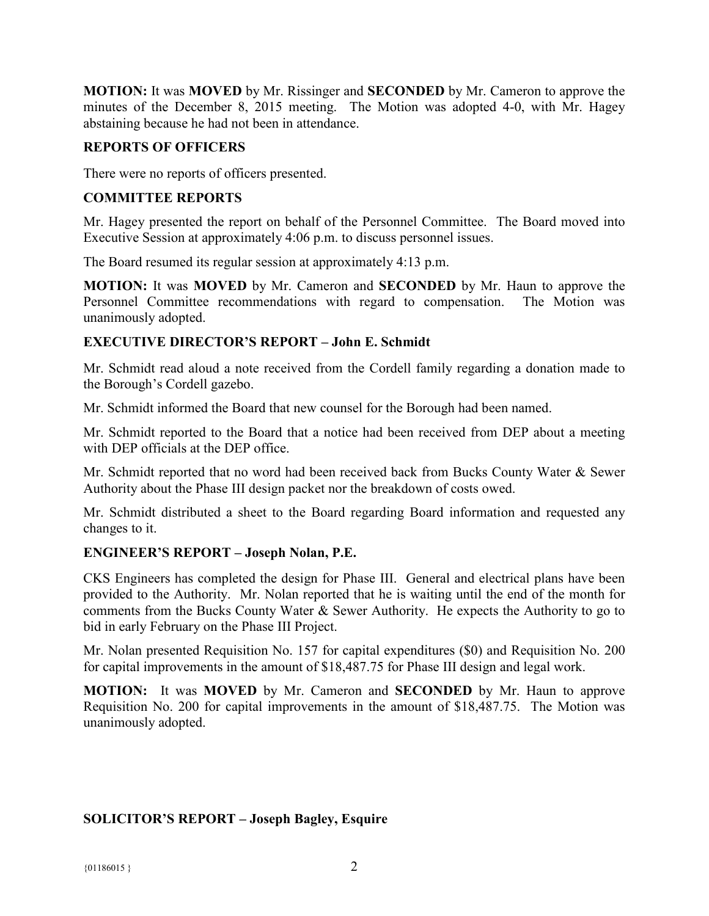**MOTION:** It was **MOVED** by Mr. Rissinger and **SECONDED** by Mr. Cameron to approve the minutes of the December 8, 2015 meeting. The Motion was adopted 4-0, with Mr. Hagey abstaining because he had not been in attendance.

## REPORTS OF OFFICERS

There were no reports of officers presented.

## COMMITTEE REPORTS

Mr. Hagey presented the report on behalf of the Personnel Committee. The Board moved into Executive Session at approximately 4:06 p.m. to discuss personnel issues.

The Board resumed its regular session at approximately 4:13 p.m.

**MOTION:** It was **MOVED** by Mr. Cameron and **SECONDED** by Mr. Haun to approve the Personnel Committee recommendations with regard to compensation. The Motion was unanimously adopted.

## EXECUTIVE DIRECTOR'S REPORT – John E. Schmidt

Mr. Schmidt read aloud a note received from the Cordell family regarding a donation made to the Borough's Cordell gazebo.

Mr. Schmidt informed the Board that new counsel for the Borough had been named.

Mr. Schmidt reported to the Board that a notice had been received from DEP about a meeting with DEP officials at the DEP office.

Mr. Schmidt reported that no word had been received back from Bucks County Water & Sewer Authority about the Phase III design packet nor the breakdown of costs owed.

Mr. Schmidt distributed a sheet to the Board regarding Board information and requested any changes to it.

## ENGINEER'S REPORT – Joseph Nolan, P.E.

CKS Engineers has completed the design for Phase III. General and electrical plans have been provided to the Authority. Mr. Nolan reported that he is waiting until the end of the month for comments from the Bucks County Water & Sewer Authority. He expects the Authority to go to bid in early February on the Phase III Project.

Mr. Nolan presented Requisition No. 157 for capital expenditures ($0) and Requisition No. 200 for capital improvements in the amount of $18,487.75 for Phase III design and legal work.

**MOTION:** It was **MOVED** by Mr. Cameron and **SECONDED** by Mr. Haun to approve Requisition No. 200 for capital improvements in the amount of $18,487.75. The Motion was unanimously adopted.

## SOLICITOR'S REPORT – Joseph Bagley, Esquire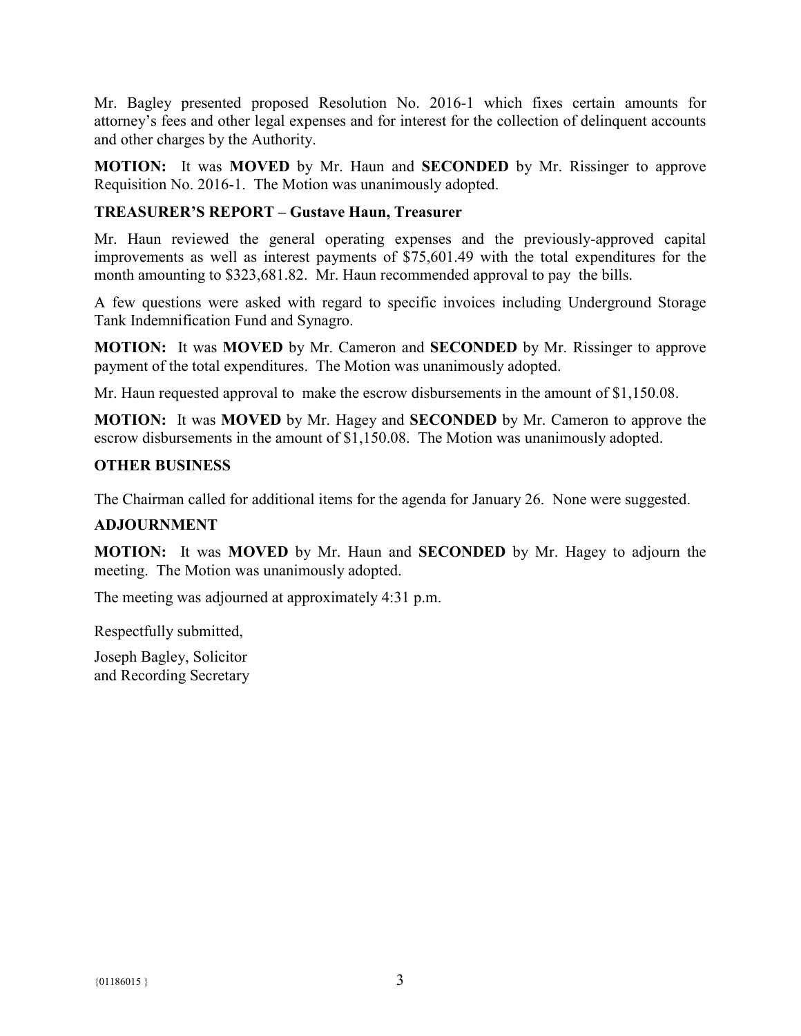Mr. Bagley presented proposed Resolution No. 2016-1 which fixes certain amounts for attorney's fees and other legal expenses and for interest for the collection of delinquent accounts and other charges by the Authority.

**MOTION:** It was **MOVED** by Mr. Haun and **SECONDED** by Mr. Rissinger to approve Requisition No. 2016-1. The Motion was unanimously adopted.

**TREASURER'S REPORT – Gustave Haun, Treasurer**

Mr. Haun reviewed the general operating expenses and the previously-approved capital improvements as well as interest payments of $75,601.49 with the total expenditures for the month amounting to $323,681.82. Mr. Haun recommended approval to pay the bills.

A few questions were asked with regard to specific invoices including Underground Storage Tank Indemnification Fund and Synagro.

**MOTION:** It was **MOVED** by Mr. Cameron and **SECONDED** by Mr. Rissinger to approve payment of the total expenditures. The Motion was unanimously adopted.

Mr. Haun requested approval to make the escrow disbursements in the amount of $1,150.08.

**MOTION:** It was **MOVED** by Mr. Hagey and **SECONDED** by Mr. Cameron to approve the escrow disbursements in the amount of $1,150.08. The Motion was unanimously adopted.

**OTHER BUSINESS**

The Chairman called for additional items for the agenda for January 26. None were suggested.

**ADJOURNMENT**

**MOTION:** It was **MOVED** by Mr. Haun and **SECONDED** by Mr. Hagey to adjourn the meeting. The Motion was unanimously adopted.

The meeting was adjourned at approximately 4:31 p.m.

Respectfully submitted,

Joseph Bagley, Solicitor
and Recording Secretary

{01186015 }